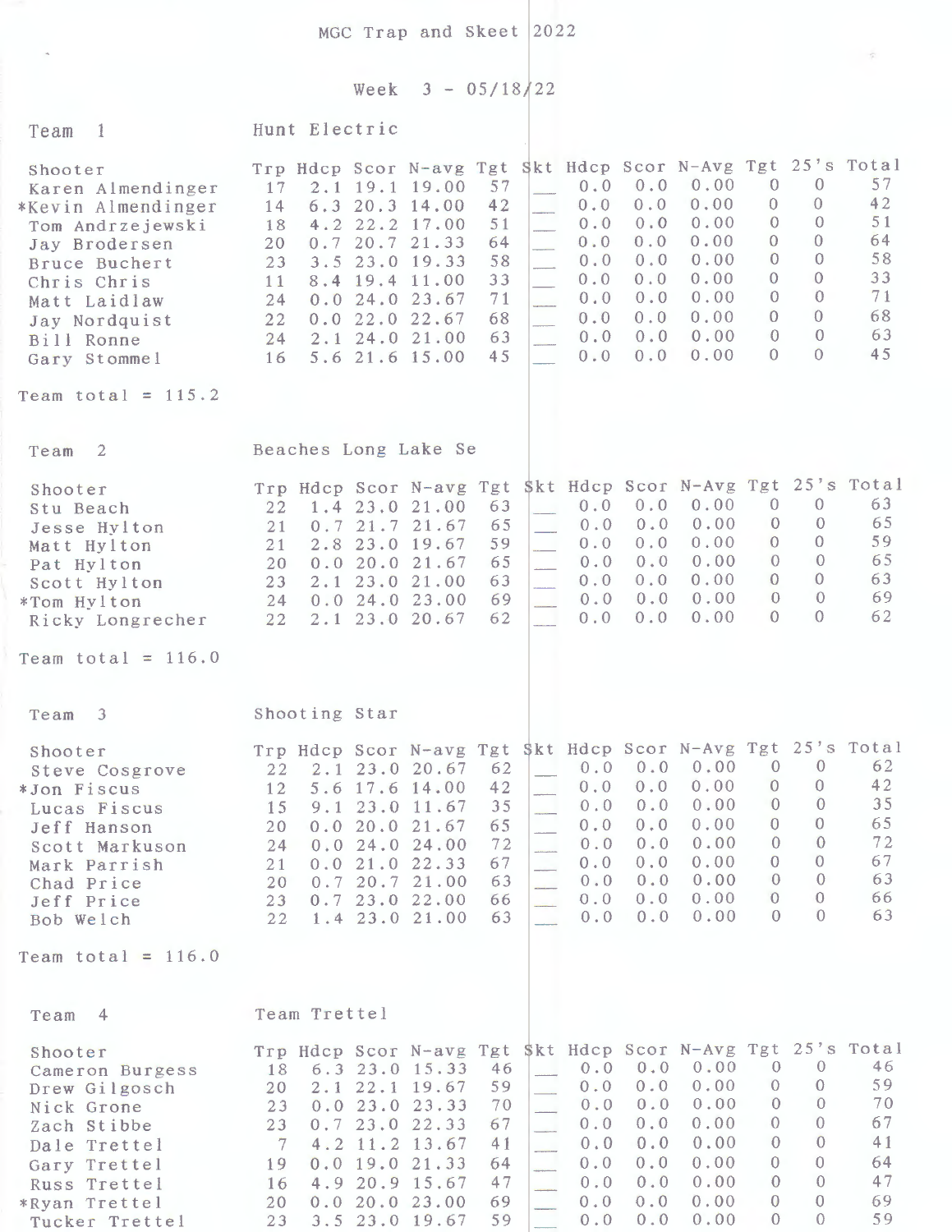# MGC Trap and Skeet 2022

## Week 3 - 05/18/22

### Team 1 — Hunt Electric

| Shooter | Trp | Hdcp | Scor | N-avg | Tgt | Skt | Hdcp | Scor | N-Avg | Tgt | 25's | Total |
|---|---|---|---|---|---|---|---|---|---|---|---|---|
| Karen Almendinger | 17 | 2.1 | 19.1 | 19.00 | 57 | ___ | 0.0 | 0.0 | 0.00 | 0 | 0 | 57 |
| *Kevin Almendinger | 14 | 6.3 | 20.3 | 14.00 | 42 | ___ | 0.0 | 0.0 | 0.00 | 0 | 0 | 42 |
| Tom Andrzejewski | 18 | 4.2 | 22.2 | 17.00 | 51 | ___ | 0.0 | 0.0 | 0.00 | 0 | 0 | 51 |
| Jay Brodersen | 20 | 0.7 | 20.7 | 21.33 | 64 | ___ | 0.0 | 0.0 | 0.00 | 0 | 0 | 64 |
| Bruce Buchert | 23 | 3.5 | 23.0 | 19.33 | 58 | ___ | 0.0 | 0.0 | 0.00 | 0 | 0 | 58 |
| Chris Chris | 11 | 8.4 | 19.4 | 11.00 | 33 | ___ | 0.0 | 0.0 | 0.00 | 0 | 0 | 33 |
| Matt Laidlaw | 24 | 0.0 | 24.0 | 23.67 | 71 | ___ | 0.0 | 0.0 | 0.00 | 0 | 0 | 71 |
| Jay Nordquist | 22 | 0.0 | 22.0 | 22.67 | 68 | ___ | 0.0 | 0.0 | 0.00 | 0 | 0 | 68 |
| Bill Ronne | 24 | 2.1 | 24.0 | 21.00 | 63 | ___ | 0.0 | 0.0 | 0.00 | 0 | 0 | 63 |
| Gary Stommel | 16 | 5.6 | 21.6 | 15.00 | 45 | ___ | 0.0 | 0.0 | 0.00 | 0 | 0 | 45 |

Team total = 115.2

### Team 2 — Beaches Long Lake Se

| Shooter | Trp | Hdcp | Scor | N-avg | Tgt | Skt | Hdcp | Scor | N-Avg | Tgt | 25's | Total |
|---|---|---|---|---|---|---|---|---|---|---|---|---|
| Stu Beach | 22 | 1.4 | 23.0 | 21.00 | 63 | ___ | 0.0 | 0.0 | 0.00 | 0 | 0 | 63 |
| Jesse Hylton | 21 | 0.7 | 21.7 | 21.67 | 65 | ___ | 0.0 | 0.0 | 0.00 | 0 | 0 | 65 |
| Matt Hylton | 21 | 2.8 | 23.0 | 19.67 | 59 | ___ | 0.0 | 0.0 | 0.00 | 0 | 0 | 59 |
| Pat Hylton | 20 | 0.0 | 20.0 | 21.67 | 65 | ___ | 0.0 | 0.0 | 0.00 | 0 | 0 | 65 |
| Scott Hylton | 23 | 2.1 | 23.0 | 21.00 | 63 | ___ | 0.0 | 0.0 | 0.00 | 0 | 0 | 63 |
| *Tom Hylton | 24 | 0.0 | 24.0 | 23.00 | 69 | ___ | 0.0 | 0.0 | 0.00 | 0 | 0 | 69 |
| Ricky Longrecher | 22 | 2.1 | 23.0 | 20.67 | 62 | ___ | 0.0 | 0.0 | 0.00 | 0 | 0 | 62 |

Team total = 116.0

### Team 3 — Shooting Star

| Shooter | Trp | Hdcp | Scor | N-avg | Tgt | Skt | Hdcp | Scor | N-Avg | Tgt | 25's | Total |
|---|---|---|---|---|---|---|---|---|---|---|---|---|
| Steve Cosgrove | 22 | 2.1 | 23.0 | 20.67 | 62 | ___ | 0.0 | 0.0 | 0.00 | 0 | 0 | 62 |
| *Jon Fiscus | 12 | 5.6 | 17.6 | 14.00 | 42 | ___ | 0.0 | 0.0 | 0.00 | 0 | 0 | 42 |
| Lucas Fiscus | 15 | 9.1 | 23.0 | 11.67 | 35 | ___ | 0.0 | 0.0 | 0.00 | 0 | 0 | 35 |
| Jeff Hanson | 20 | 0.0 | 20.0 | 21.67 | 65 | ___ | 0.0 | 0.0 | 0.00 | 0 | 0 | 65 |
| Scott Markuson | 24 | 0.0 | 24.0 | 24.00 | 72 | ___ | 0.0 | 0.0 | 0.00 | 0 | 0 | 72 |
| Mark Parrish | 21 | 0.0 | 21.0 | 22.33 | 67 | ___ | 0.0 | 0.0 | 0.00 | 0 | 0 | 67 |
| Chad Price | 20 | 0.7 | 20.7 | 21.00 | 63 | ___ | 0.0 | 0.0 | 0.00 | 0 | 0 | 63 |
| Jeff Price | 23 | 0.7 | 23.0 | 22.00 | 66 | ___ | 0.0 | 0.0 | 0.00 | 0 | 0 | 66 |
| Bob Welch | 22 | 1.4 | 23.0 | 21.00 | 63 | ___ | 0.0 | 0.0 | 0.00 | 0 | 0 | 63 |

Team total = 116.0

### Team 4 — Team Trettel

| Shooter | Trp | Hdcp | Scor | N-avg | Tgt | Skt | Hdcp | Scor | N-Avg | Tgt | 25's | Total |
|---|---|---|---|---|---|---|---|---|---|---|---|---|
| Cameron Burgess | 18 | 6.3 | 23.0 | 15.33 | 46 | ___ | 0.0 | 0.0 | 0.00 | 0 | 0 | 46 |
| Drew Gilgosch | 20 | 2.1 | 22.1 | 19.67 | 59 | ___ | 0.0 | 0.0 | 0.00 | 0 | 0 | 59 |
| Nick Grone | 23 | 0.0 | 23.0 | 23.33 | 70 | ___ | 0.0 | 0.0 | 0.00 | 0 | 0 | 70 |
| Zach Stibbe | 23 | 0.7 | 23.0 | 22.33 | 67 | ___ | 0.0 | 0.0 | 0.00 | 0 | 0 | 67 |
| Dale Trettel | 7 | 4.2 | 11.2 | 13.67 | 41 | ___ | 0.0 | 0.0 | 0.00 | 0 | 0 | 41 |
| Gary Trettel | 19 | 0.0 | 19.0 | 21.33 | 64 | ___ | 0.0 | 0.0 | 0.00 | 0 | 0 | 64 |
| Russ Trettel | 16 | 4.9 | 20.9 | 15.67 | 47 | ___ | 0.0 | 0.0 | 0.00 | 0 | 0 | 47 |
| *Ryan Trettel | 20 | 0.0 | 20.0 | 23.00 | 69 | ___ | 0.0 | 0.0 | 0.00 | 0 | 0 | 69 |
| Tucker Trettel | 23 | 3.5 | 23.0 | 19.67 | 59 | ___ | 0.0 | 0.0 | 0.00 | 0 | 0 | 59 |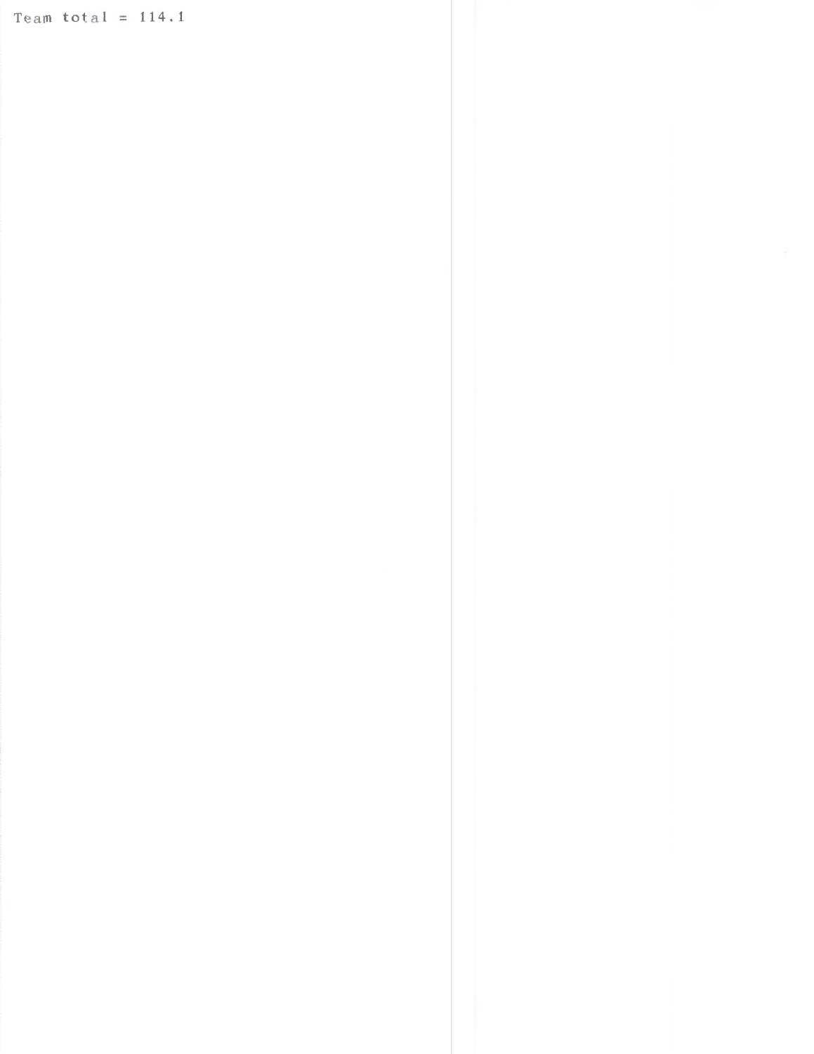Team total = 114.1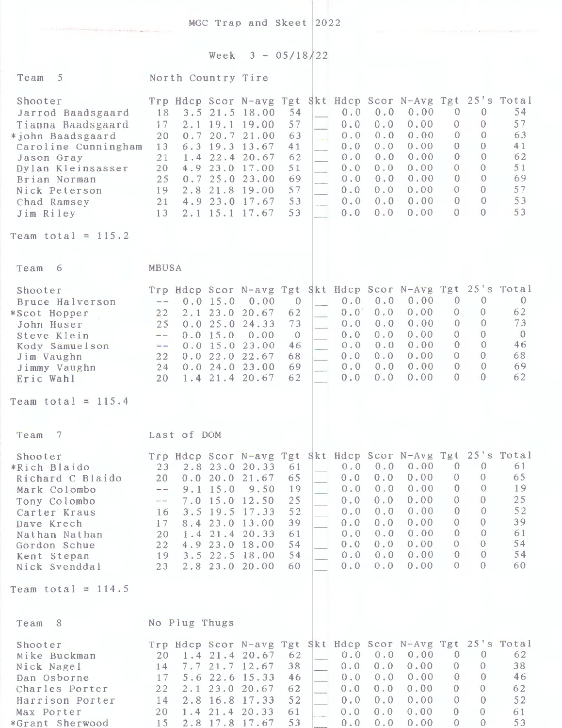MGC Trap and Skeet 2022

Week 3 - 05/18/22

Team 5 North Country Tire

| Shooter | Trp | Hdcp | Scor | N-avg | Tgt | Skt | Hdcp | Scor | N-Avg | Tgt | 25's | Total |
|---|---|---|---|---|---|---|---|---|---|---|---|---|
| Jarrod Baadsgaard | 18 | 3.5 | 21.5 | 18.00 | 54 | ___ | 0.0 | 0.0 | 0.00 | 0 | 0 | 54 |
| Tianna Baadsgaard | 17 | 2.1 | 19.1 | 19.00 | 57 | ___ | 0.0 | 0.0 | 0.00 | 0 | 0 | 57 |
| *john Baadsgaard | 20 | 0.7 | 20.7 | 21.00 | 63 | ___ | 0.0 | 0.0 | 0.00 | 0 | 0 | 63 |
| Caroline Cunningham | 13 | 6.3 | 19.3 | 13.67 | 41 | ___ | 0.0 | 0.0 | 0.00 | 0 | 0 | 41 |
| Jason Gray | 21 | 1.4 | 22.4 | 20.67 | 62 | ___ | 0.0 | 0.0 | 0.00 | 0 | 0 | 62 |
| Dylan Kleinsasser | 20 | 4.9 | 23.0 | 17.00 | 51 | ___ | 0.0 | 0.0 | 0.00 | 0 | 0 | 51 |
| Brian Norman | 25 | 0.7 | 25.0 | 23.00 | 69 | ___ | 0.0 | 0.0 | 0.00 | 0 | 0 | 69 |
| Nick Peterson | 19 | 2.8 | 21.8 | 19.00 | 57 | ___ | 0.0 | 0.0 | 0.00 | 0 | 0 | 57 |
| Chad Ramsey | 21 | 4.9 | 23.0 | 17.67 | 53 | ___ | 0.0 | 0.0 | 0.00 | 0 | 0 | 53 |
| Jim Riley | 13 | 2.1 | 15.1 | 17.67 | 53 | ___ | 0.0 | 0.0 | 0.00 | 0 | 0 | 53 |

Team total = 115.2

Team 6 MBUSA

| Shooter | Trp | Hdcp | Scor | N-avg | Tgt | Skt | Hdcp | Scor | N-Avg | Tgt | 25's | Total |
|---|---|---|---|---|---|---|---|---|---|---|---|---|
| Bruce Halverson | -- | 0.0 | 15.0 | 0.00 | 0 | ___ | 0.0 | 0.0 | 0.00 | 0 | 0 | 0 |
| *Scot Hopper | 22 | 2.1 | 23.0 | 20.67 | 62 | ___ | 0.0 | 0.0 | 0.00 | 0 | 0 | 62 |
| John Huser | 25 | 0.0 | 25.0 | 24.33 | 73 | ___ | 0.0 | 0.0 | 0.00 | 0 | 0 | 73 |
| Steve Klein | -- | 0.0 | 15.0 | 0.00 | 0 | ___ | 0.0 | 0.0 | 0.00 | 0 | 0 | 0 |
| Kody Samuelson | -- | 0.0 | 15.0 | 23.00 | 46 | ___ | 0.0 | 0.0 | 0.00 | 0 | 0 | 46 |
| Jim Vaughn | 22 | 0.0 | 22.0 | 22.67 | 68 | ___ | 0.0 | 0.0 | 0.00 | 0 | 0 | 68 |
| Jimmy Vaughn | 24 | 0.0 | 24.0 | 23.00 | 69 | ___ | 0.0 | 0.0 | 0.00 | 0 | 0 | 69 |
| Eric Wahl | 20 | 1.4 | 21.4 | 20.67 | 62 | ___ | 0.0 | 0.0 | 0.00 | 0 | 0 | 62 |

Team total = 115.4

Team 7 Last of DOM

| Shooter | Trp | Hdcp | Scor | N-avg | Tgt | Skt | Hdcp | Scor | N-Avg | Tgt | 25's | Total |
|---|---|---|---|---|---|---|---|---|---|---|---|---|
| *Rich Blaido | 23 | 2.8 | 23.0 | 20.33 | 61 | ___ | 0.0 | 0.0 | 0.00 | 0 | 0 | 61 |
| Richard C Blaido | 20 | 0.0 | 20.0 | 21.67 | 65 | ___ | 0.0 | 0.0 | 0.00 | 0 | 0 | 65 |
| Mark Colombo | -- | 9.1 | 15.0 | 9.50 | 19 | ___ | 0.0 | 0.0 | 0.00 | 0 | 0 | 19 |
| Tony Colombo | -- | 7.0 | 15.0 | 12.50 | 25 | ___ | 0.0 | 0.0 | 0.00 | 0 | 0 | 25 |
| Carter Kraus | 16 | 3.5 | 19.5 | 17.33 | 52 | ___ | 0.0 | 0.0 | 0.00 | 0 | 0 | 52 |
| Dave Krech | 17 | 8.4 | 23.0 | 13.00 | 39 | ___ | 0.0 | 0.0 | 0.00 | 0 | 0 | 39 |
| Nathan Nathan | 20 | 1.4 | 21.4 | 20.33 | 61 | ___ | 0.0 | 0.0 | 0.00 | 0 | 0 | 61 |
| Gordon Schue | 22 | 4.9 | 23.0 | 18.00 | 54 | ___ | 0.0 | 0.0 | 0.00 | 0 | 0 | 54 |
| Kent Stepan | 19 | 3.5 | 22.5 | 18.00 | 54 | ___ | 0.0 | 0.0 | 0.00 | 0 | 0 | 54 |
| Nick Svenddal | 23 | 2.8 | 23.0 | 20.00 | 60 | ___ | 0.0 | 0.0 | 0.00 | 0 | 0 | 60 |

Team total = 114.5

Team 8 No Plug Thugs

| Shooter | Trp | Hdcp | Scor | N-avg | Tgt | Skt | Hdcp | Scor | N-Avg | Tgt | 25's | Total |
|---|---|---|---|---|---|---|---|---|---|---|---|---|
| Mike Buckman | 20 | 1.4 | 21.4 | 20.67 | 62 | ___ | 0.0 | 0.0 | 0.00 | 0 | 0 | 62 |
| Nick Nagel | 14 | 7.7 | 21.7 | 12.67 | 38 | ___ | 0.0 | 0.0 | 0.00 | 0 | 0 | 38 |
| Dan Osborne | 17 | 5.6 | 22.6 | 15.33 | 46 | ___ | 0.0 | 0.0 | 0.00 | 0 | 0 | 46 |
| Charles Porter | 22 | 2.1 | 23.0 | 20.67 | 62 | ___ | 0.0 | 0.0 | 0.00 | 0 | 0 | 62 |
| Harrison Porter | 14 | 2.8 | 16.8 | 17.33 | 52 | ___ | 0.0 | 0.0 | 0.00 | 0 | 0 | 52 |
| Max Porter | 20 | 1.4 | 21.4 | 20.33 | 61 | ___ | 0.0 | 0.0 | 0.00 | 0 | 0 | 61 |
| *Grant Sherwood | 15 | 2.8 | 17.8 | 17.67 | 53 | ___ | 0.0 | 0.0 | 0.00 | 0 | 0 | 53 |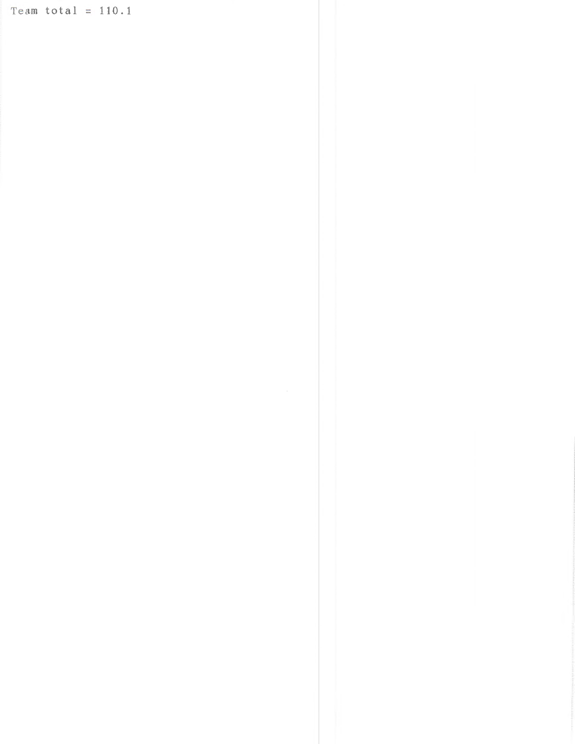Team total = 110.1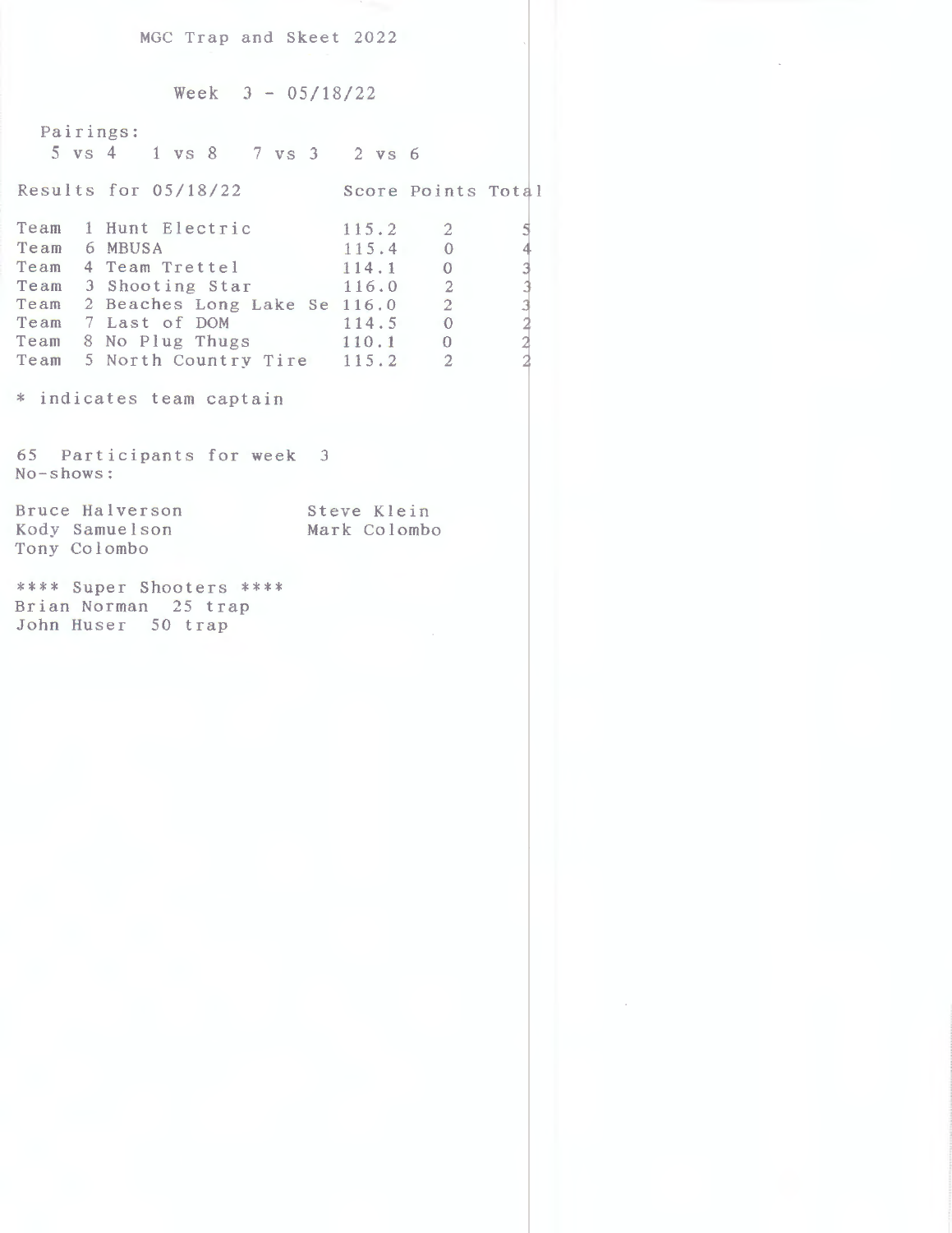# MGC Trap and Skeet 2022

## Week 3 - 05/18/22

Pairings:
5 vs 4 1 vs 8 7 vs 3 2 vs 6

| Results for 05/18/22 | Score | Points | Total |
|---|---|---|---|
| Team 1 Hunt Electric | 115.2 | 2 | 5 |
| Team 6 MBUSA | 115.4 | 0 | 4 |
| Team 4 Team Trettel | 114.1 | 0 | 3 |
| Team 3 Shooting Star | 116.0 | 2 | 3 |
| Team 2 Beaches Long Lake Se | 116.0 | 2 | 3 |
| Team 7 Last of DOM | 114.5 | 0 | 2 |
| Team 8 No Plug Thugs | 110.1 | 0 | 2 |
| Team 5 North Country Tire | 115.2 | 2 | 2 |

* indicates team captain

65 Participants for week 3
No-shows:

Bruce Halverson
Kody Samuelson
Tony Colombo
Steve Klein
Mark Colombo

**** Super Shooters ****
Brian Norman 25 trap
John Huser 50 trap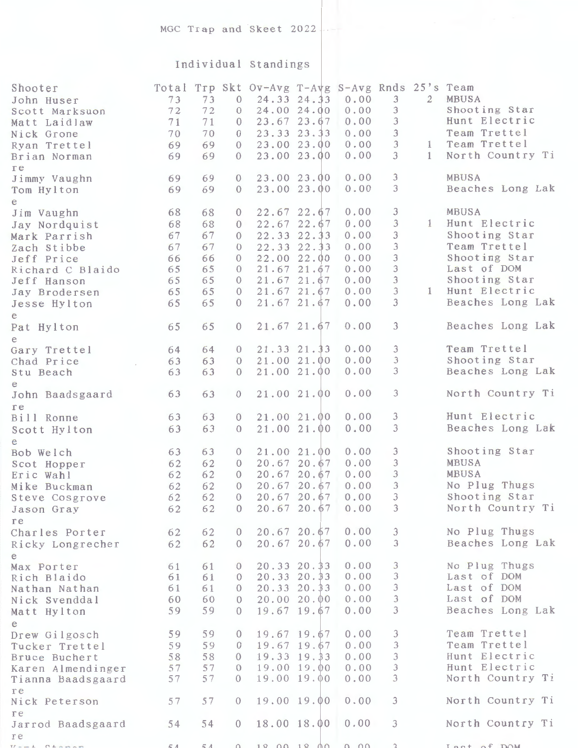MGC Trap and Skeet 2022

Individual Standings

| Shooter | Total | Trp | Skt | Ov-Avg | T-Avg | S-Avg | Rnds | 25's | Team |
|---|---|---|---|---|---|---|---|---|---|
| John Huser | 73 | 73 | 0 | 24.33 | 24.33 | 0.00 | 3 | 2 | MBUSA |
| Scott Marksuon | 72 | 72 | 0 | 24.00 | 24.00 | 0.00 | 3 | | Shooting Star |
| Matt Laidlaw | 71 | 71 | 0 | 23.67 | 23.67 | 0.00 | 3 | | Hunt Electric |
| Nick Grone | 70 | 70 | 0 | 23.33 | 23.33 | 0.00 | 3 | | Team Trettel |
| Ryan Trettel | 69 | 69 | 0 | 23.00 | 23.00 | 0.00 | 3 | 1 | Team Trettel |
| Brian Norman | 69 | 69 | 0 | 23.00 | 23.00 | 0.00 | 3 | 1 | North Country Tire |
| Jimmy Vaughn | 69 | 69 | 0 | 23.00 | 23.00 | 0.00 | 3 | | MBUSA |
| Tom Hylton | 69 | 69 | 0 | 23.00 | 23.00 | 0.00 | 3 | | Beaches Long Lake |
| Jim Vaughn | 68 | 68 | 0 | 22.67 | 22.67 | 0.00 | 3 | | MBUSA |
| Jay Nordquist | 68 | 68 | 0 | 22.67 | 22.67 | 0.00 | 3 | 1 | Hunt Electric |
| Mark Parrish | 67 | 67 | 0 | 22.33 | 22.33 | 0.00 | 3 | | Shooting Star |
| Zach Stibbe | 67 | 67 | 0 | 22.33 | 22.33 | 0.00 | 3 | | Team Trettel |
| Jeff Price | 66 | 66 | 0 | 22.00 | 22.00 | 0.00 | 3 | | Shooting Star |
| Richard C Blaido | 65 | 65 | 0 | 21.67 | 21.67 | 0.00 | 3 | | Last of DOM |
| Jeff Hanson | 65 | 65 | 0 | 21.67 | 21.67 | 0.00 | 3 | | Shooting Star |
| Jay Brodersen | 65 | 65 | 0 | 21.67 | 21.67 | 0.00 | 3 | 1 | Hunt Electric |
| Jesse Hylton | 65 | 65 | 0 | 21.67 | 21.67 | 0.00 | 3 | | Beaches Long Lake |
| Pat Hylton | 65 | 65 | 0 | 21.67 | 21.67 | 0.00 | 3 | | Beaches Long Lake |
| Gary Trettel | 64 | 64 | 0 | 21.33 | 21.33 | 0.00 | 3 | | Team Trettel |
| Chad Price | 63 | 63 | 0 | 21.00 | 21.00 | 0.00 | 3 | | Shooting Star |
| Stu Beach | 63 | 63 | 0 | 21.00 | 21.00 | 0.00 | 3 | | Beaches Long Lake |
| John Baadsgaard | 63 | 63 | 0 | 21.00 | 21.00 | 0.00 | 3 | | North Country Tire |
| Bill Ronne | 63 | 63 | 0 | 21.00 | 21.00 | 0.00 | 3 | | Hunt Electric |
| Scott Hylton | 63 | 63 | 0 | 21.00 | 21.00 | 0.00 | 3 | | Beaches Long Lake |
| Bob Welch | 63 | 63 | 0 | 21.00 | 21.00 | 0.00 | 3 | | Shooting Star |
| Scot Hopper | 62 | 62 | 0 | 20.67 | 20.67 | 0.00 | 3 | | MBUSA |
| Eric Wahl | 62 | 62 | 0 | 20.67 | 20.67 | 0.00 | 3 | | MBUSA |
| Mike Buckman | 62 | 62 | 0 | 20.67 | 20.67 | 0.00 | 3 | | No Plug Thugs |
| Steve Cosgrove | 62 | 62 | 0 | 20.67 | 20.67 | 0.00 | 3 | | Shooting Star |
| Jason Gray | 62 | 62 | 0 | 20.67 | 20.67 | 0.00 | 3 | | North Country Tire |
| Charles Porter | 62 | 62 | 0 | 20.67 | 20.67 | 0.00 | 3 | | No Plug Thugs |
| Ricky Longrecher | 62 | 62 | 0 | 20.67 | 20.67 | 0.00 | 3 | | Beaches Long Lake |
| Max Porter | 61 | 61 | 0 | 20.33 | 20.33 | 0.00 | 3 | | No Plug Thugs |
| Rich Blaido | 61 | 61 | 0 | 20.33 | 20.33 | 0.00 | 3 | | Last of DOM |
| Nathan Nathan | 61 | 61 | 0 | 20.33 | 20.33 | 0.00 | 3 | | Last of DOM |
| Nick Svenddal | 60 | 60 | 0 | 20.00 | 20.00 | 0.00 | 3 | | Last of DOM |
| Matt Hylton | 59 | 59 | 0 | 19.67 | 19.67 | 0.00 | 3 | | Beaches Long Lake |
| Drew Gilgosch | 59 | 59 | 0 | 19.67 | 19.67 | 0.00 | 3 | | Team Trettel |
| Tucker Trettel | 59 | 59 | 0 | 19.67 | 19.67 | 0.00 | 3 | | Team Trettel |
| Bruce Buchert | 58 | 58 | 0 | 19.33 | 19.33 | 0.00 | 3 | | Hunt Electric |
| Karen Almendinger | 57 | 57 | 0 | 19.00 | 19.00 | 0.00 | 3 | | Hunt Electric |
| Tianna Baadsgaard | 57 | 57 | 0 | 19.00 | 19.00 | 0.00 | 3 | | North Country Tire |
| Nick Peterson | 57 | 57 | 0 | 19.00 | 19.00 | 0.00 | 3 | | North Country Tire |
| Jarrod Baadsgaard | 54 | 54 | 0 | 18.00 | 18.00 | 0.00 | 3 | | North Country Tire |
| Kent Stoner | 54 | 54 | 0 | 18.00 | 18.00 | 0.00 | 3 | | Last of DOM |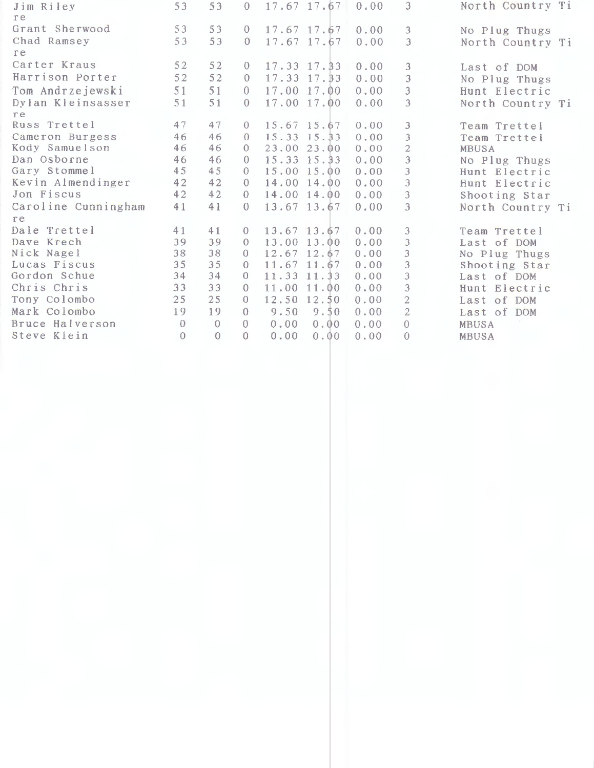| | | | | | | | | |
|---|---|---|---|---|---|---|---|---|
| Jim Riley | 53 | 53 | 0 | 17.67 | 17.67 | 0.00 | 3 | North Country Tire |
| Grant Sherwood | 53 | 53 | 0 | 17.67 | 17.67 | 0.00 | 3 | No Plug Thugs |
| Chad Ramsey | 53 | 53 | 0 | 17.67 | 17.67 | 0.00 | 3 | North Country Tire |
| Carter Kraus | 52 | 52 | 0 | 17.33 | 17.33 | 0.00 | 3 | Last of DOM |
| Harrison Porter | 52 | 52 | 0 | 17.33 | 17.33 | 0.00 | 3 | No Plug Thugs |
| Tom Andrzejewski | 51 | 51 | 0 | 17.00 | 17.00 | 0.00 | 3 | Hunt Electric |
| Dylan Kleinsasser | 51 | 51 | 0 | 17.00 | 17.00 | 0.00 | 3 | North Country Tire |
| Russ Trettel | 47 | 47 | 0 | 15.67 | 15.67 | 0.00 | 3 | Team Trettel |
| Cameron Burgess | 46 | 46 | 0 | 15.33 | 15.33 | 0.00 | 3 | Team Trettel |
| Kody Samuelson | 46 | 46 | 0 | 23.00 | 23.00 | 0.00 | 2 | MBUSA |
| Dan Osborne | 46 | 46 | 0 | 15.33 | 15.33 | 0.00 | 3 | No Plug Thugs |
| Gary Stommel | 45 | 45 | 0 | 15.00 | 15.00 | 0.00 | 3 | Hunt Electric |
| Kevin Almendinger | 42 | 42 | 0 | 14.00 | 14.00 | 0.00 | 3 | Hunt Electric |
| Jon Fiscus | 42 | 42 | 0 | 14.00 | 14.00 | 0.00 | 3 | Shooting Star |
| Caroline Cunningham | 41 | 41 | 0 | 13.67 | 13.67 | 0.00 | 3 | North Country Tire |
| Dale Trettel | 41 | 41 | 0 | 13.67 | 13.67 | 0.00 | 3 | Team Trettel |
| Dave Krech | 39 | 39 | 0 | 13.00 | 13.00 | 0.00 | 3 | Last of DOM |
| Nick Nagel | 38 | 38 | 0 | 12.67 | 12.67 | 0.00 | 3 | No Plug Thugs |
| Lucas Fiscus | 35 | 35 | 0 | 11.67 | 11.67 | 0.00 | 3 | Shooting Star |
| Gordon Schue | 34 | 34 | 0 | 11.33 | 11.33 | 0.00 | 3 | Last of DOM |
| Chris Chris | 33 | 33 | 0 | 11.00 | 11.00 | 0.00 | 3 | Hunt Electric |
| Tony Colombo | 25 | 25 | 0 | 12.50 | 12.50 | 0.00 | 2 | Last of DOM |
| Mark Colombo | 19 | 19 | 0 | 9.50 | 9.50 | 0.00 | 2 | Last of DOM |
| Bruce Halverson | 0 | 0 | 0 | 0.00 | 0.00 | 0.00 | 0 | MBUSA |
| Steve Klein | 0 | 0 | 0 | 0.00 | 0.00 | 0.00 | 0 | MBUSA |